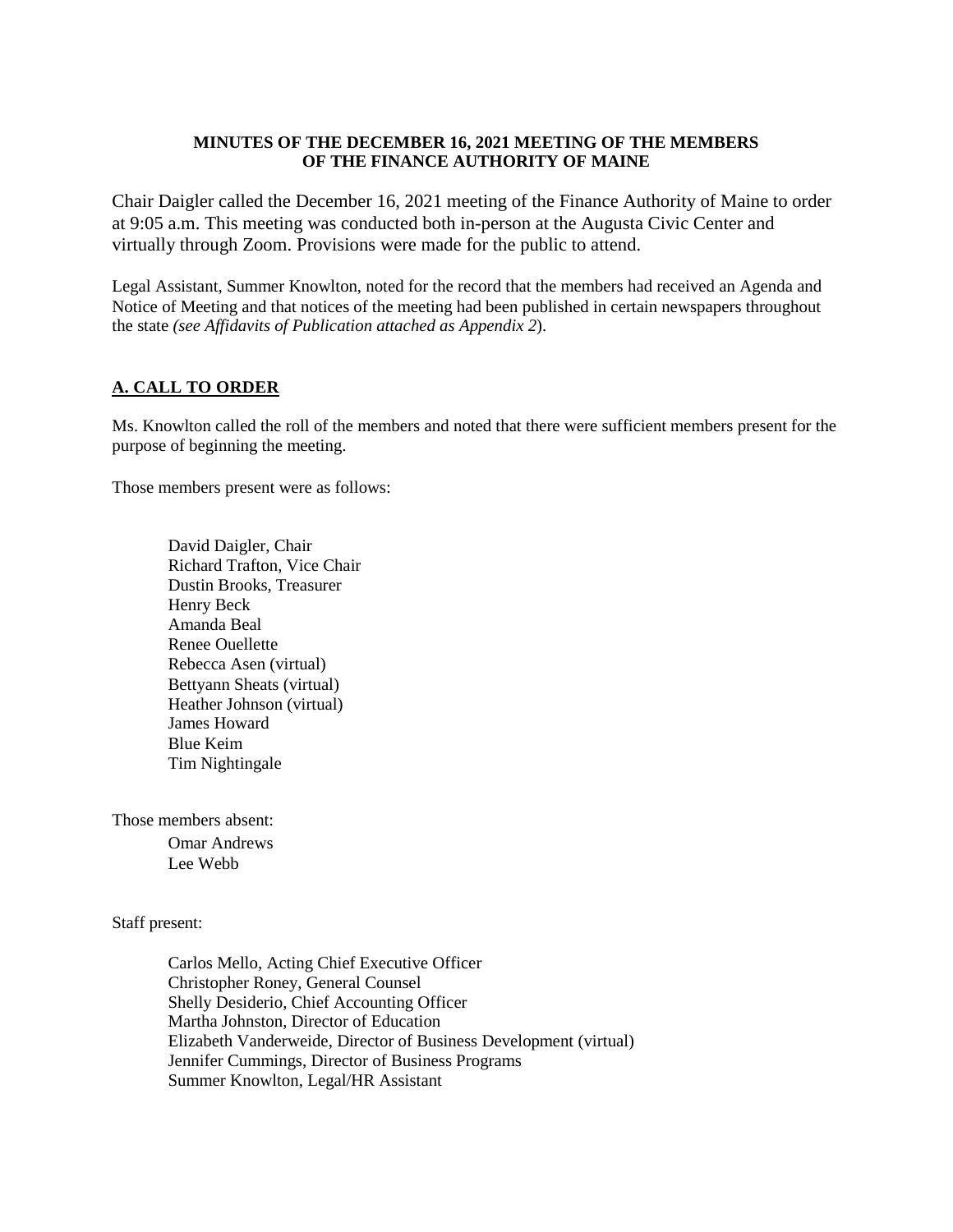**MINUTES OF THE DECEMBER 16, 2021 MEETING OF THE MEMBERS OF THE FINANCE AUTHORITY OF MAINE**

Chair Daigler called the December 16, 2021 meeting of the Finance Authority of Maine to order at 9:05 a.m. This meeting was conducted both in-person at the Augusta Civic Center and virtually through Zoom. Provisions were made for the public to attend.

Legal Assistant, Summer Knowlton, noted for the record that the members had received an Agenda and Notice of Meeting and that notices of the meeting had been published in certain newspapers throughout the state *(see Affidavits of Publication attached as Appendix 2*).

## A. CALL TO ORDER

Ms. Knowlton called the roll of the members and noted that there were sufficient members present for the purpose of beginning the meeting.

Those members present were as follows:

- David Daigler, Chair
- Richard Trafton, Vice Chair
- Dustin Brooks, Treasurer
- Henry Beck
- Amanda Beal
- Renee Ouellette
- Rebecca Asen (virtual)
- Bettyann Sheats (virtual)
- Heather Johnson (virtual)
- James Howard
- Blue Keim
- Tim Nightingale

Those members absent:

- Omar Andrews
- Lee Webb

Staff present:

- Carlos Mello, Acting Chief Executive Officer
- Christopher Roney, General Counsel
- Shelly Desiderio, Chief Accounting Officer
- Martha Johnston, Director of Education
- Elizabeth Vanderweide, Director of Business Development (virtual)
- Jennifer Cummings, Director of Business Programs
- Summer Knowlton, Legal/HR Assistant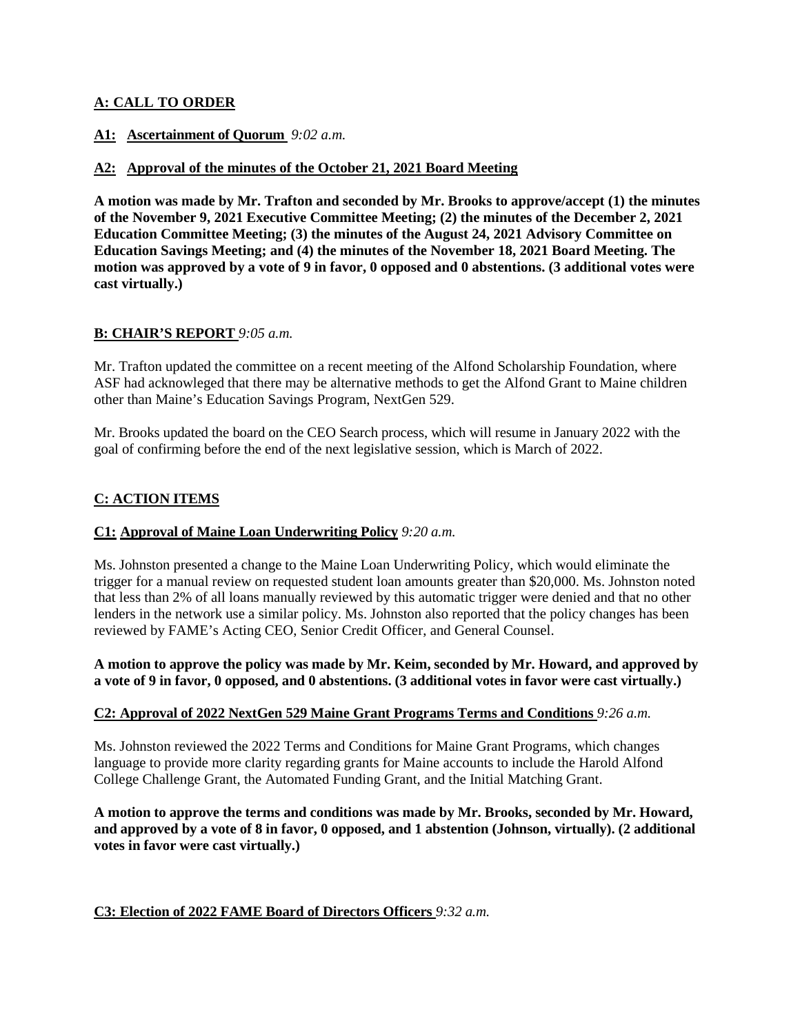## A: CALL TO ORDER

**A1: Ascertainment of Quorum** *9:02 a.m.*

**A2: Approval of the minutes of the October 21, 2021 Board Meeting**

**A motion was made by Mr. Trafton and seconded by Mr. Brooks to approve/accept (1) the minutes of the November 9, 2021 Executive Committee Meeting; (2) the minutes of the December 2, 2021 Education Committee Meeting; (3) the minutes of the August 24, 2021 Advisory Committee on Education Savings Meeting; and (4) the minutes of the November 18, 2021 Board Meeting. The motion was approved by a vote of 9 in favor, 0 opposed and 0 abstentions. (3 additional votes were cast virtually.)**

## B: CHAIR'S REPORT *9:05 a.m.*

Mr. Trafton updated the committee on a recent meeting of the Alfond Scholarship Foundation, where ASF had acknowleged that there may be alternative methods to get the Alfond Grant to Maine children other than Maine's Education Savings Program, NextGen 529.

Mr. Brooks updated the board on the CEO Search process, which will resume in January 2022 with the goal of confirming before the end of the next legislative session, which is March of 2022.

## C: ACTION ITEMS

**C1: Approval of Maine Loan Underwriting Policy** *9:20 a.m.*

Ms. Johnston presented a change to the Maine Loan Underwriting Policy, which would eliminate the trigger for a manual review on requested student loan amounts greater than $20,000. Ms. Johnston noted that less than 2% of all loans manually reviewed by this automatic trigger were denied and that no other lenders in the network use a similar policy. Ms. Johnston also reported that the policy changes has been reviewed by FAME's Acting CEO, Senior Credit Officer, and General Counsel.

**A motion to approve the policy was made by Mr. Keim, seconded by Mr. Howard, and approved by a vote of 9 in favor, 0 opposed, and 0 abstentions. (3 additional votes in favor were cast virtually.)**

**C2: Approval of 2022 NextGen 529 Maine Grant Programs Terms and Conditions** *9:26 a.m.*

Ms. Johnston reviewed the 2022 Terms and Conditions for Maine Grant Programs, which changes language to provide more clarity regarding grants for Maine accounts to include the Harold Alfond College Challenge Grant, the Automated Funding Grant, and the Initial Matching Grant.

**A motion to approve the terms and conditions was made by Mr. Brooks, seconded by Mr. Howard, and approved by a vote of 8 in favor, 0 opposed, and 1 abstention (Johnson, virtually). (2 additional votes in favor were cast virtually.)**

**C3: Election of 2022 FAME Board of Directors Officers** *9:32 a.m.*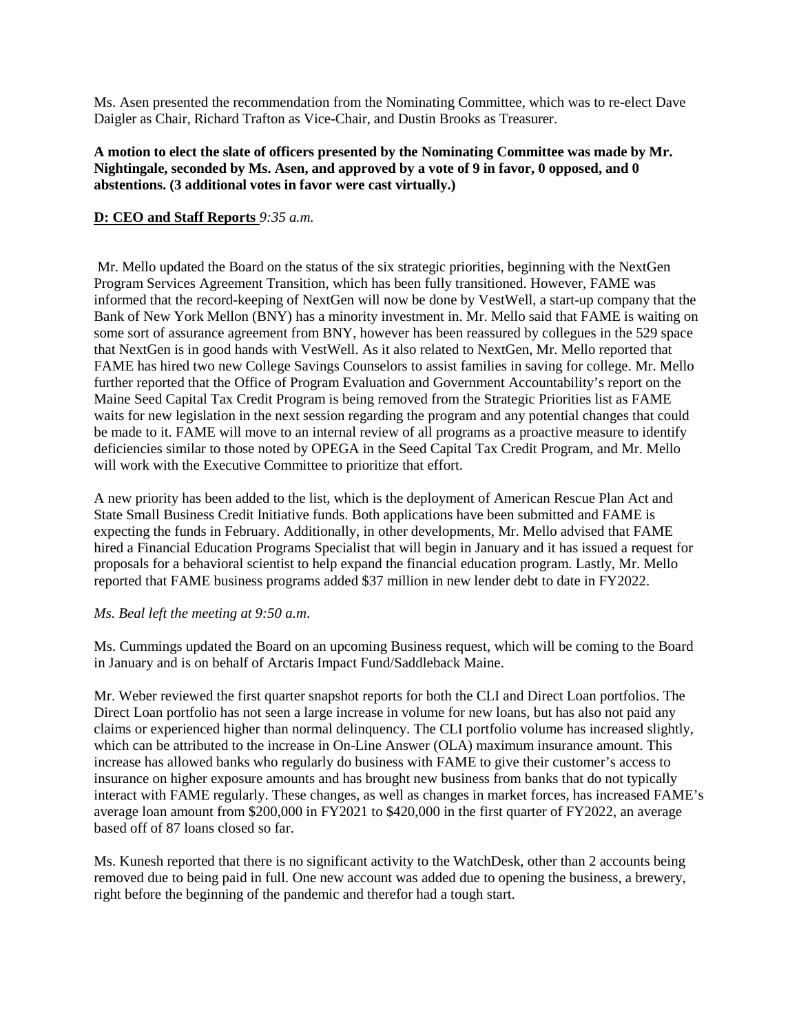Ms. Asen presented the recommendation from the Nominating Committee, which was to re-elect Dave Daigler as Chair, Richard Trafton as Vice-Chair, and Dustin Brooks as Treasurer.

**A motion to elect the slate of officers presented by the Nominating Committee was made by Mr. Nightingale, seconded by Ms. Asen, and approved by a vote of 9 in favor, 0 opposed, and 0 abstentions. (3 additional votes in favor were cast virtually.)**

**D: CEO and Staff Reports** *9:35 a.m.*

Mr. Mello updated the Board on the status of the six strategic priorities, beginning with the NextGen Program Services Agreement Transition, which has been fully transitioned. However, FAME was informed that the record-keeping of NextGen will now be done by VestWell, a start-up company that the Bank of New York Mellon (BNY) has a minority investment in. Mr. Mello said that FAME is waiting on some sort of assurance agreement from BNY, however has been reassured by collegues in the 529 space that NextGen is in good hands with VestWell. As it also related to NextGen, Mr. Mello reported that FAME has hired two new College Savings Counselors to assist families in saving for college. Mr. Mello further reported that the Office of Program Evaluation and Government Accountability's report on the Maine Seed Capital Tax Credit Program is being removed from the Strategic Priorities list as FAME waits for new legislation in the next session regarding the program and any potential changes that could be made to it. FAME will move to an internal review of all programs as a proactive measure to identify deficiencies similar to those noted by OPEGA in the Seed Capital Tax Credit Program, and Mr. Mello will work with the Executive Committee to prioritize that effort.

A new priority has been added to the list, which is the deployment of American Rescue Plan Act and State Small Business Credit Initiative funds. Both applications have been submitted and FAME is expecting the funds in February. Additionally, in other developments, Mr. Mello advised that FAME hired a Financial Education Programs Specialist that will begin in January and it has issued a request for proposals for a behavioral scientist to help expand the financial education program. Lastly, Mr. Mello reported that FAME business programs added $37 million in new lender debt to date in FY2022.

*Ms. Beal left the meeting at 9:50 a.m.*

Ms. Cummings updated the Board on an upcoming Business request, which will be coming to the Board in January and is on behalf of Arctaris Impact Fund/Saddleback Maine.

Mr. Weber reviewed the first quarter snapshot reports for both the CLI and Direct Loan portfolios. The Direct Loan portfolio has not seen a large increase in volume for new loans, but has also not paid any claims or experienced higher than normal delinquency. The CLI portfolio volume has increased slightly, which can be attributed to the increase in On-Line Answer (OLA) maximum insurance amount. This increase has allowed banks who regularly do business with FAME to give their customer's access to insurance on higher exposure amounts and has brought new business from banks that do not typically interact with FAME regularly. These changes, as well as changes in market forces, has increased FAME's average loan amount from $200,000 in FY2021 to $420,000 in the first quarter of FY2022, an average based off of 87 loans closed so far.

Ms. Kunesh reported that there is no significant activity to the WatchDesk, other than 2 accounts being removed due to being paid in full. One new account was added due to opening the business, a brewery, right before the beginning of the pandemic and therefor had a tough start.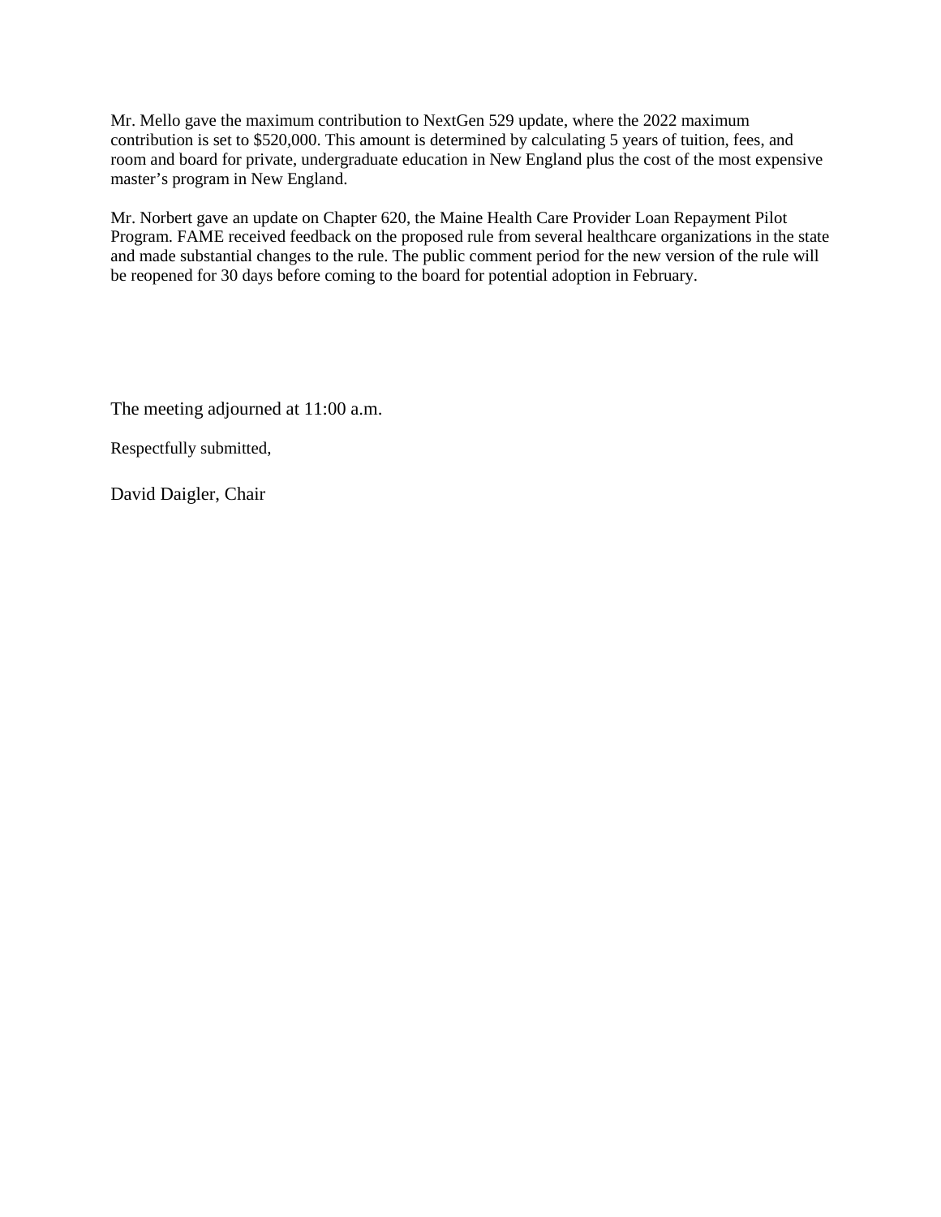Mr. Mello gave the maximum contribution to NextGen 529 update, where the 2022 maximum contribution is set to $520,000. This amount is determined by calculating 5 years of tuition, fees, and room and board for private, undergraduate education in New England plus the cost of the most expensive master's program in New England.

Mr. Norbert gave an update on Chapter 620, the Maine Health Care Provider Loan Repayment Pilot Program. FAME received feedback on the proposed rule from several healthcare organizations in the state and made substantial changes to the rule. The public comment period for the new version of the rule will be reopened for 30 days before coming to the board for potential adoption in February.

The meeting adjourned at 11:00 a.m.

Respectfully submitted,

David Daigler, Chair